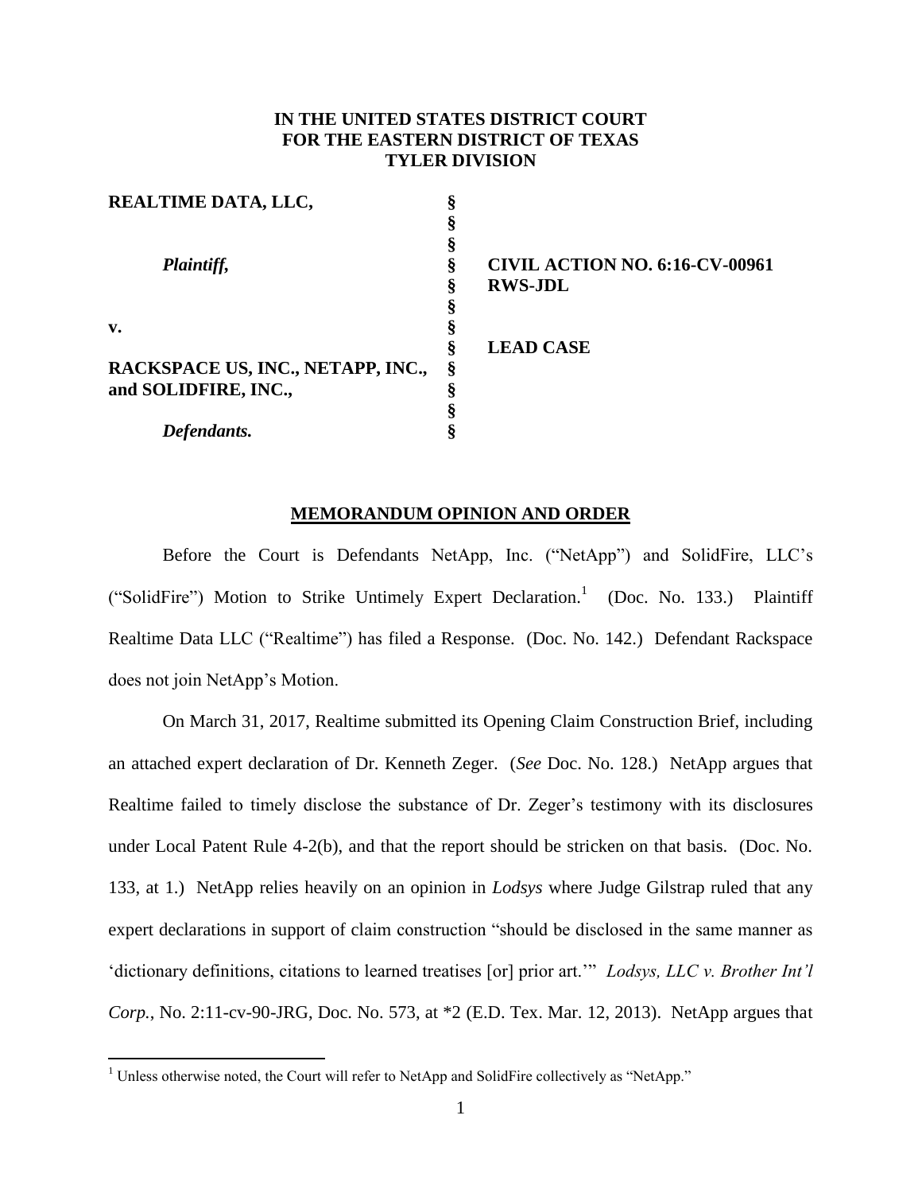**IN THE UNITED STATES DISTRICT COURT**
**FOR THE EASTERN DISTRICT OF TEXAS**
**TYLER DIVISION**

| | | |
|---|---|---|
| **REALTIME DATA, LLC,** | § | |
| | § | |
| *Plaintiff,* | § | **CIVIL ACTION NO. 6:16-CV-00961 RWS-JDL** |
| | § | |
| **v.** | § | |
| | § | **LEAD CASE** |
| **RACKSPACE US, INC., NETAPP, INC., and SOLIDFIRE, INC.,** | § | |
| | § | |
| *Defendants.* | § | |

## MEMORANDUM OPINION AND ORDER

Before the Court is Defendants NetApp, Inc. ("NetApp") and SolidFire, LLC's ("SolidFire") Motion to Strike Untimely Expert Declaration.[1] (Doc. No. 133.) Plaintiff Realtime Data LLC ("Realtime") has filed a Response. (Doc. No. 142.) Defendant Rackspace does not join NetApp's Motion.

On March 31, 2017, Realtime submitted its Opening Claim Construction Brief, including an attached expert declaration of Dr. Kenneth Zeger. (*See* Doc. No. 128.) NetApp argues that Realtime failed to timely disclose the substance of Dr. Zeger's testimony with its disclosures under Local Patent Rule 4-2(b), and that the report should be stricken on that basis. (Doc. No. 133, at 1.) NetApp relies heavily on an opinion in *Lodsys* where Judge Gilstrap ruled that any expert declarations in support of claim construction "should be disclosed in the same manner as 'dictionary definitions, citations to learned treatises [or] prior art.'" *Lodsys, LLC v. Brother Int'l Corp.*, No. 2:11-cv-90-JRG, Doc. No. 573, at *2 (E.D. Tex. Mar. 12, 2013). NetApp argues that

[1] Unless otherwise noted, the Court will refer to NetApp and SolidFire collectively as "NetApp."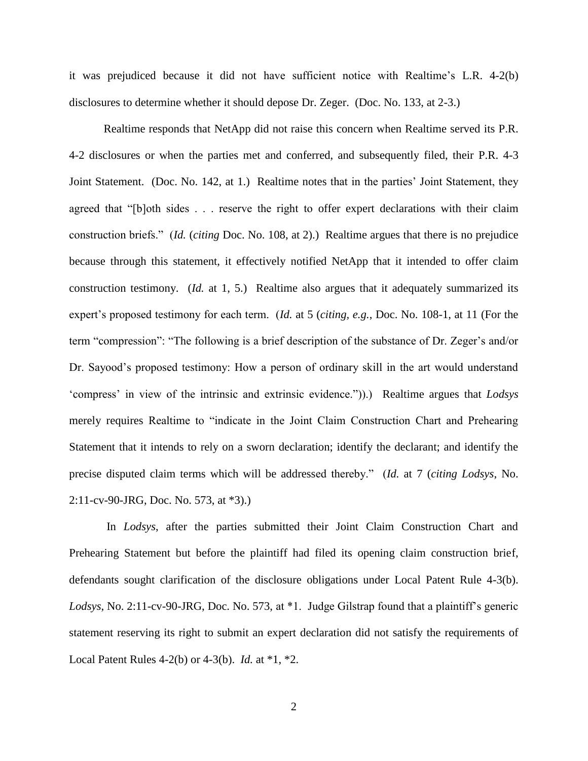it was prejudiced because it did not have sufficient notice with Realtime's L.R. 4-2(b) disclosures to determine whether it should depose Dr. Zeger. (Doc. No. 133, at 2-3.)

Realtime responds that NetApp did not raise this concern when Realtime served its P.R. 4-2 disclosures or when the parties met and conferred, and subsequently filed, their P.R. 4-3 Joint Statement. (Doc. No. 142, at 1.) Realtime notes that in the parties' Joint Statement, they agreed that "[b]oth sides . . . reserve the right to offer expert declarations with their claim construction briefs." (*Id.* (*citing* Doc. No. 108, at 2).) Realtime argues that there is no prejudice because through this statement, it effectively notified NetApp that it intended to offer claim construction testimony. (*Id.* at 1, 5.) Realtime also argues that it adequately summarized its expert's proposed testimony for each term. (*Id.* at 5 (*citing, e.g.*, Doc. No. 108-1, at 11 (For the term "compression": "The following is a brief description of the substance of Dr. Zeger's and/or Dr. Sayood's proposed testimony: How a person of ordinary skill in the art would understand 'compress' in view of the intrinsic and extrinsic evidence.")).) Realtime argues that *Lodsys* merely requires Realtime to "indicate in the Joint Claim Construction Chart and Prehearing Statement that it intends to rely on a sworn declaration; identify the declarant; and identify the precise disputed claim terms which will be addressed thereby." (*Id.* at 7 (*citing Lodsys*, No. 2:11-cv-90-JRG, Doc. No. 573, at *3).)

In *Lodsys*, after the parties submitted their Joint Claim Construction Chart and Prehearing Statement but before the plaintiff had filed its opening claim construction brief, defendants sought clarification of the disclosure obligations under Local Patent Rule 4-3(b). *Lodsys*, No. 2:11-cv-90-JRG, Doc. No. 573, at *1. Judge Gilstrap found that a plaintiff's generic statement reserving its right to submit an expert declaration did not satisfy the requirements of Local Patent Rules 4-2(b) or 4-3(b). *Id.* at *1, *2.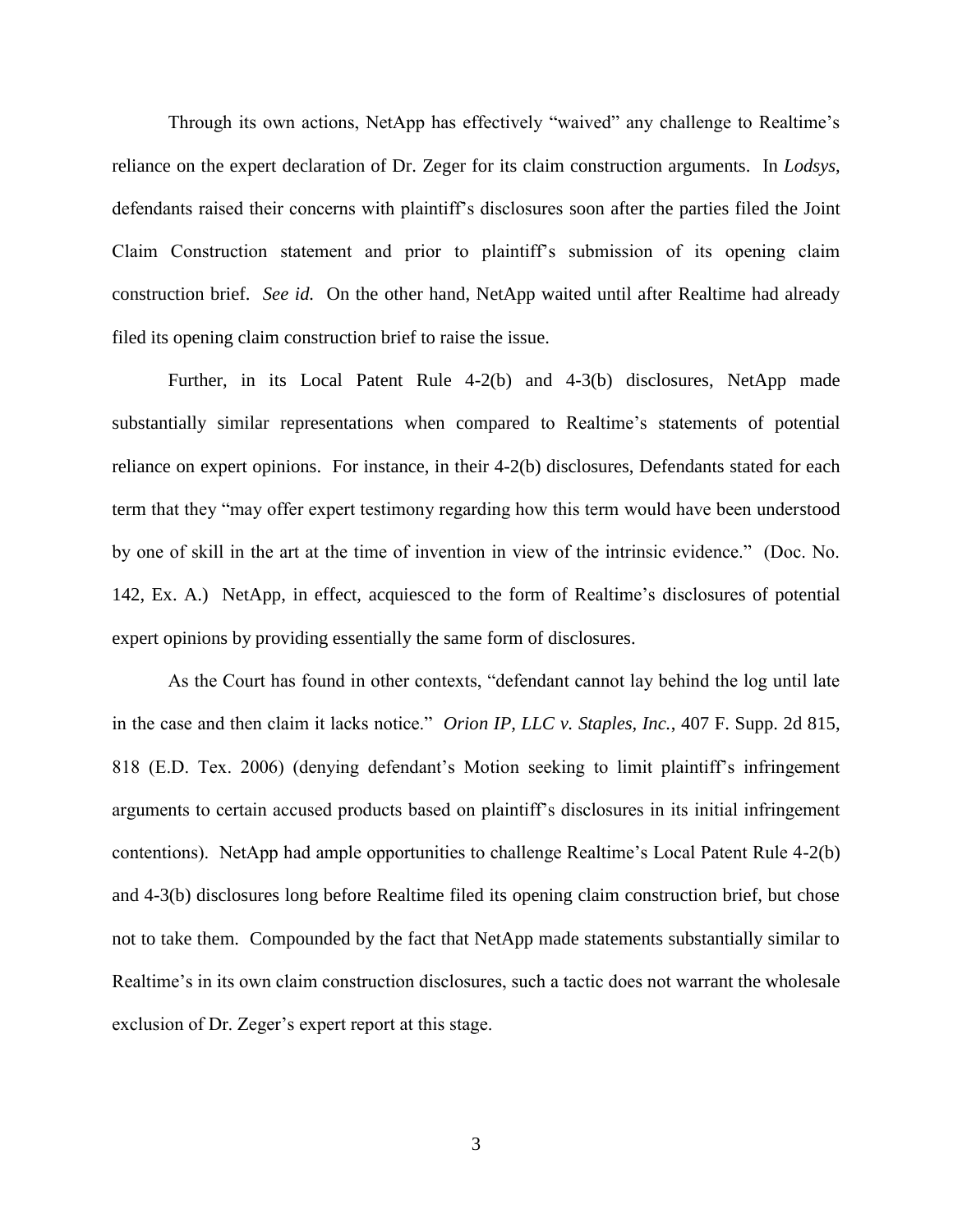Through its own actions, NetApp has effectively "waived" any challenge to Realtime's reliance on the expert declaration of Dr. Zeger for its claim construction arguments. In *Lodsys*, defendants raised their concerns with plaintiff's disclosures soon after the parties filed the Joint Claim Construction statement and prior to plaintiff's submission of its opening claim construction brief. *See id.* On the other hand, NetApp waited until after Realtime had already filed its opening claim construction brief to raise the issue.

Further, in its Local Patent Rule 4-2(b) and 4-3(b) disclosures, NetApp made substantially similar representations when compared to Realtime's statements of potential reliance on expert opinions. For instance, in their 4-2(b) disclosures, Defendants stated for each term that they "may offer expert testimony regarding how this term would have been understood by one of skill in the art at the time of invention in view of the intrinsic evidence." (Doc. No. 142, Ex. A.) NetApp, in effect, acquiesced to the form of Realtime's disclosures of potential expert opinions by providing essentially the same form of disclosures.

As the Court has found in other contexts, "defendant cannot lay behind the log until late in the case and then claim it lacks notice." *Orion IP, LLC v. Staples, Inc.*, 407 F. Supp. 2d 815, 818 (E.D. Tex. 2006) (denying defendant's Motion seeking to limit plaintiff's infringement arguments to certain accused products based on plaintiff's disclosures in its initial infringement contentions). NetApp had ample opportunities to challenge Realtime's Local Patent Rule 4-2(b) and 4-3(b) disclosures long before Realtime filed its opening claim construction brief, but chose not to take them. Compounded by the fact that NetApp made statements substantially similar to Realtime's in its own claim construction disclosures, such a tactic does not warrant the wholesale exclusion of Dr. Zeger's expert report at this stage.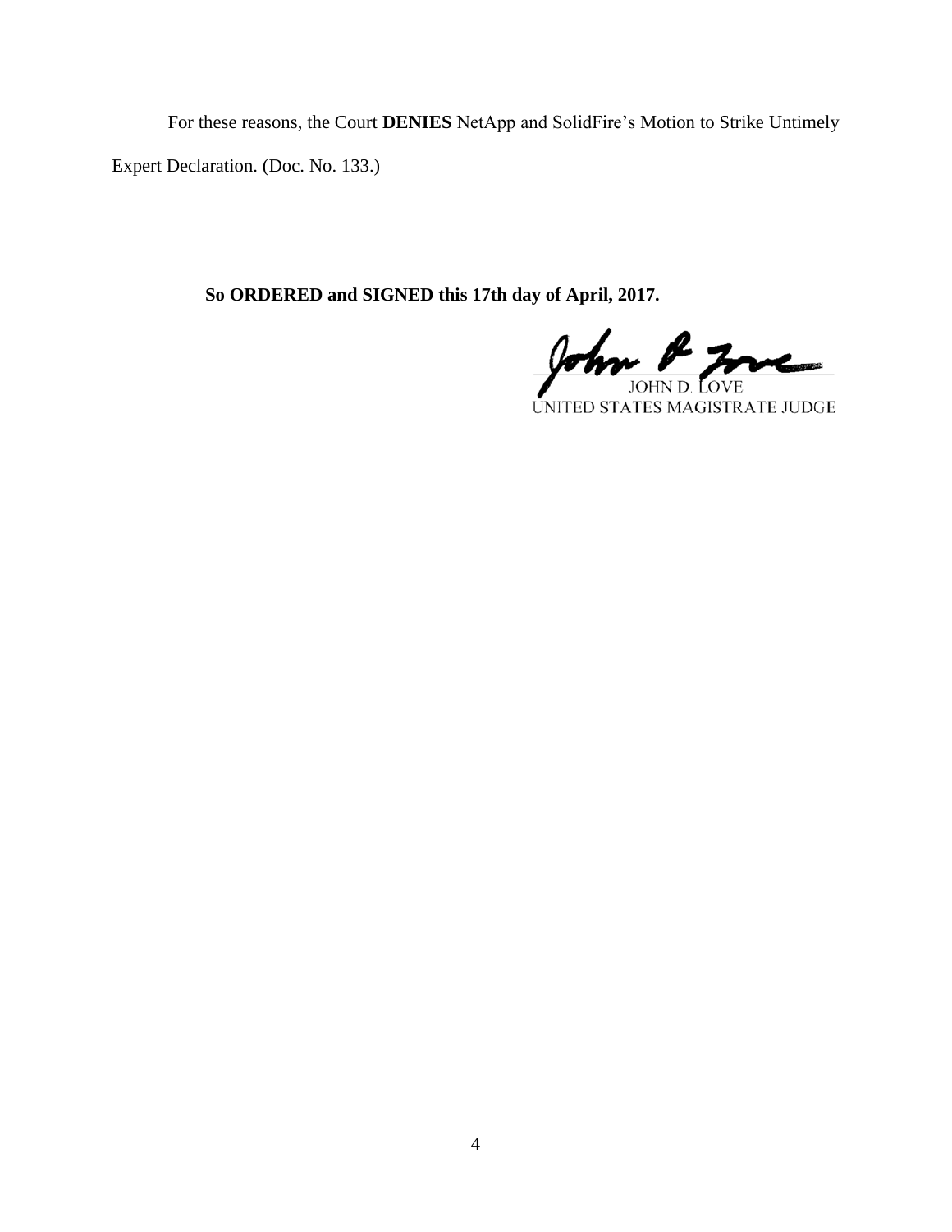For these reasons, the Court **DENIES** NetApp and SolidFire's Motion to Strike Untimely Expert Declaration. (Doc. No. 133.)

**So ORDERED and SIGNED this 17th day of April, 2017.**

JOHN D. LOVE
UNITED STATES MAGISTRATE JUDGE